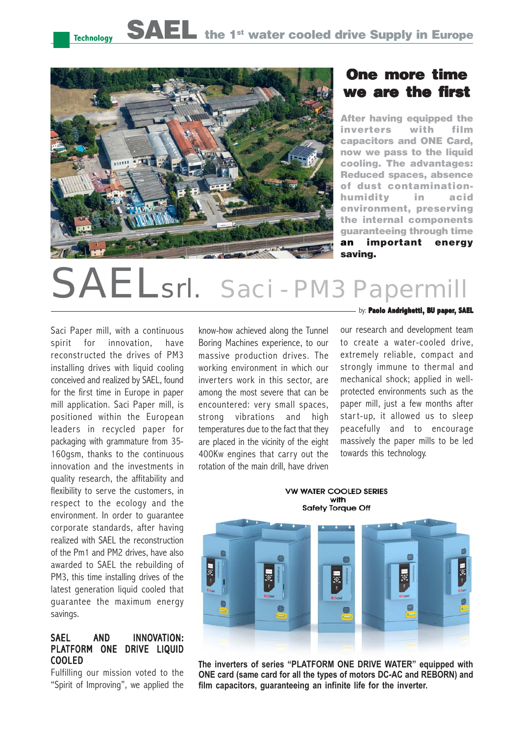Technology **SAEL the 1st water cooled drive Supply in Europe**

## One more time we are the first

**After having equipped the inverters with film capacitors and ONE Card, now we pass to the liquid cooling. The advantages: Reduced spaces, absence of dust contamination-humidity in acid environment, preserving the internal components guaranteeing through time an important energy saving.**

# SAELsrl. Saci - PM3 Papermill

by: **Paolo Andrighetti, BU paper, SAEL**

Saci Paper mill, with a continuous spirit for innovation, have reconstructed the drives of PM3 installing drives with liquid cooling conceived and realized by SAEL, found for the first time in Europe in paper mill application. Saci Paper mill, is positioned within the European leaders in recycled paper for packaging with grammature from 35-160gsm, thanks to the continuous innovation and the investments in quality research, the affitability and flexibility to serve the customers, in respect to the ecology and the environment. In order to guarantee corporate standards, after having realized with SAEL the reconstruction of the Pm1 and PM2 drives, have also awarded to SAEL the rebuilding of PM3, this time installing drives of the latest generation liquid cooled that guarantee the maximum energy savings.

### SAEL AND INNOVATION: PLATFORM ONE DRIVE LIQUID COOLED

Fulfilling our mission voted to the "Spirit of Improving", we applied the know-how achieved along the Tunnel Boring Machines experience, to our massive production drives. The working environment in which our inverters work in this sector, are among the most severe that can be encountered: very small spaces, strong vibrations and high temperatures due to the fact that they are placed in the vicinity of the eight 400Kw engines that carry out the rotation of the main drill, have driven our research and development team to create a water-cooled drive, extremely reliable, compact and strongly immune to thermal and mechanical shock; applied in well-protected environments such as the paper mill, just a few months after start-up, it allowed us to sleep peacefully and to encourage massively the paper mills to be led towards this technology.

VW WATER COOLED SERIES
with
Safety Torque Off

**The inverters of series "PLATFORM ONE DRIVE WATER" equipped with ONE card (same card for all the types of motors DC-AC and REBORN) and film capacitors, guaranteeing an infinite life for the inverter.**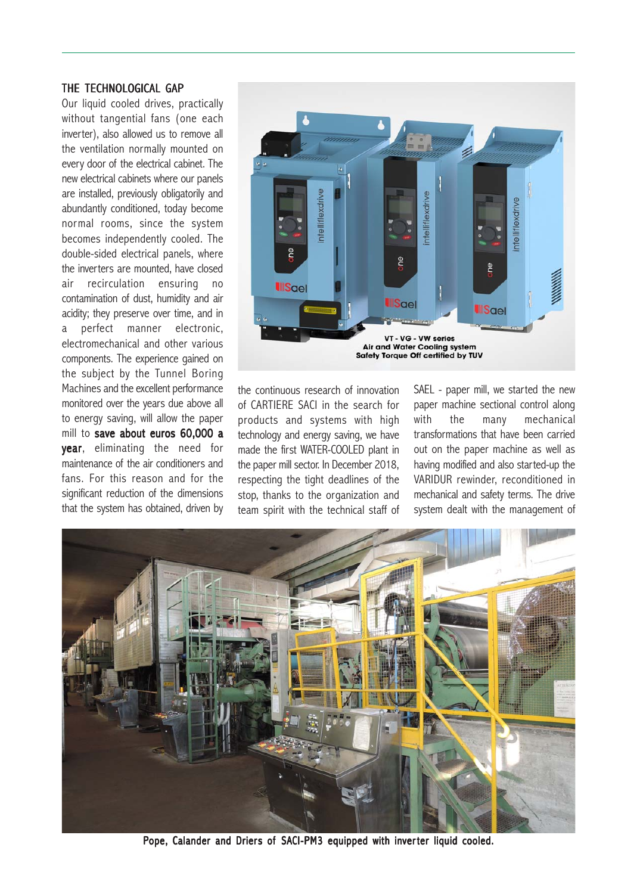### THE TECHNOLOGICAL GAP

Our liquid cooled drives, practically without tangential fans (one each inverter), also allowed us to remove all the ventilation normally mounted on every door of the electrical cabinet. The new electrical cabinets where our panels are installed, previously obligatorily and abundantly conditioned, today become normal rooms, since the system becomes independently cooled. The double-sided electrical panels, where the inverters are mounted, have closed air recirculation ensuring no contamination of dust, humidity and air acidity; they preserve over time, and in a perfect manner electronic, electromechanical and other various components. The experience gained on the subject by the Tunnel Boring Machines and the excellent performance monitored over the years due above all to energy saving, will allow the paper mill to **save about euros 60,000 a year**, eliminating the need for maintenance of the air conditioners and fans. For this reason and for the significant reduction of the dimensions that the system has obtained, driven by the continuous research of innovation of CARTIERE SACI in the search for products and systems with high technology and energy saving, we have made the first WATER-COOLED plant in the paper mill sector. In December 2018, respecting the tight deadlines of the stop, thanks to the organization and team spirit with the technical staff of SAEL - paper mill, we started the new paper machine sectional control along with the many mechanical transformations that have been carried out on the paper machine as well as having modified and also started-up the VARIDUR rewinder, reconditioned in mechanical and safety terms. The drive system dealt with the management of

VT - VG - VW series
Air and Water Cooling system
Safety Torque Off certified by TUV

Pope, Calander and Driers of SACI-PM3 equipped with inverter liquid cooled.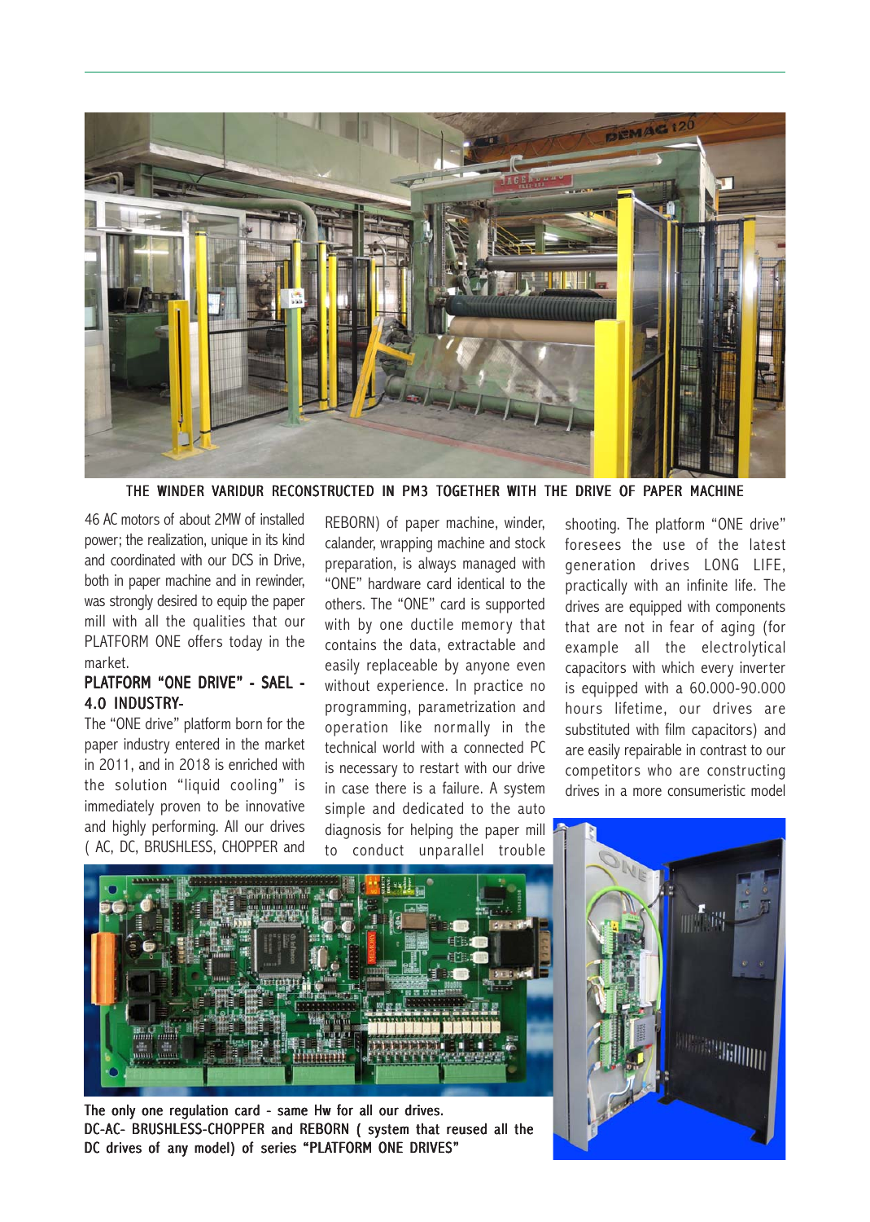THE WINDER VARIDUR RECONSTRUCTED IN PM3 TOGETHER WITH THE DRIVE OF PAPER MACHINE

46 AC motors of about 2MW of installed power; the realization, unique in its kind and coordinated with our DCS in Drive, both in paper machine and in rewinder, was strongly desired to equip the paper mill with all the qualities that our PLATFORM ONE offers today in the market.

## PLATFORM "ONE DRIVE" - SAEL - 4.0 INDUSTRY-

The "ONE drive" platform born for the paper industry entered in the market in 2011, and in 2018 is enriched with the solution "liquid cooling" is immediately proven to be innovative and highly performing. All our drives ( AC, DC, BRUSHLESS, CHOPPER and REBORN) of paper machine, winder, calander, wrapping machine and stock preparation, is always managed with "ONE" hardware card identical to the others. The "ONE" card is supported with by one ductile memory that contains the data, extractable and easily replaceable by anyone even without experience. In practice no programming, parametrization and operation like normally in the technical world with a connected PC is necessary to restart with our drive in case there is a failure. A system simple and dedicated to the auto diagnosis for helping the paper mill to conduct unparallel trouble shooting. The platform "ONE drive" foresees the use of the latest generation drives LONG LIFE, practically with an infinite life. The drives are equipped with components that are not in fear of aging (for example all the electrolytical capacitors with which every inverter is equipped with a 60.000-90.000 hours lifetime, our drives are substituted with film capacitors) and are easily repairable in contrast to our competitors who are constructing drives in a more consumeristic model

**The only one regulation card - same Hw for all our drives. DC-AC- BRUSHLESS-CHOPPER and REBORN ( system that reused all the DC drives of any model) of series "PLATFORM ONE DRIVES"**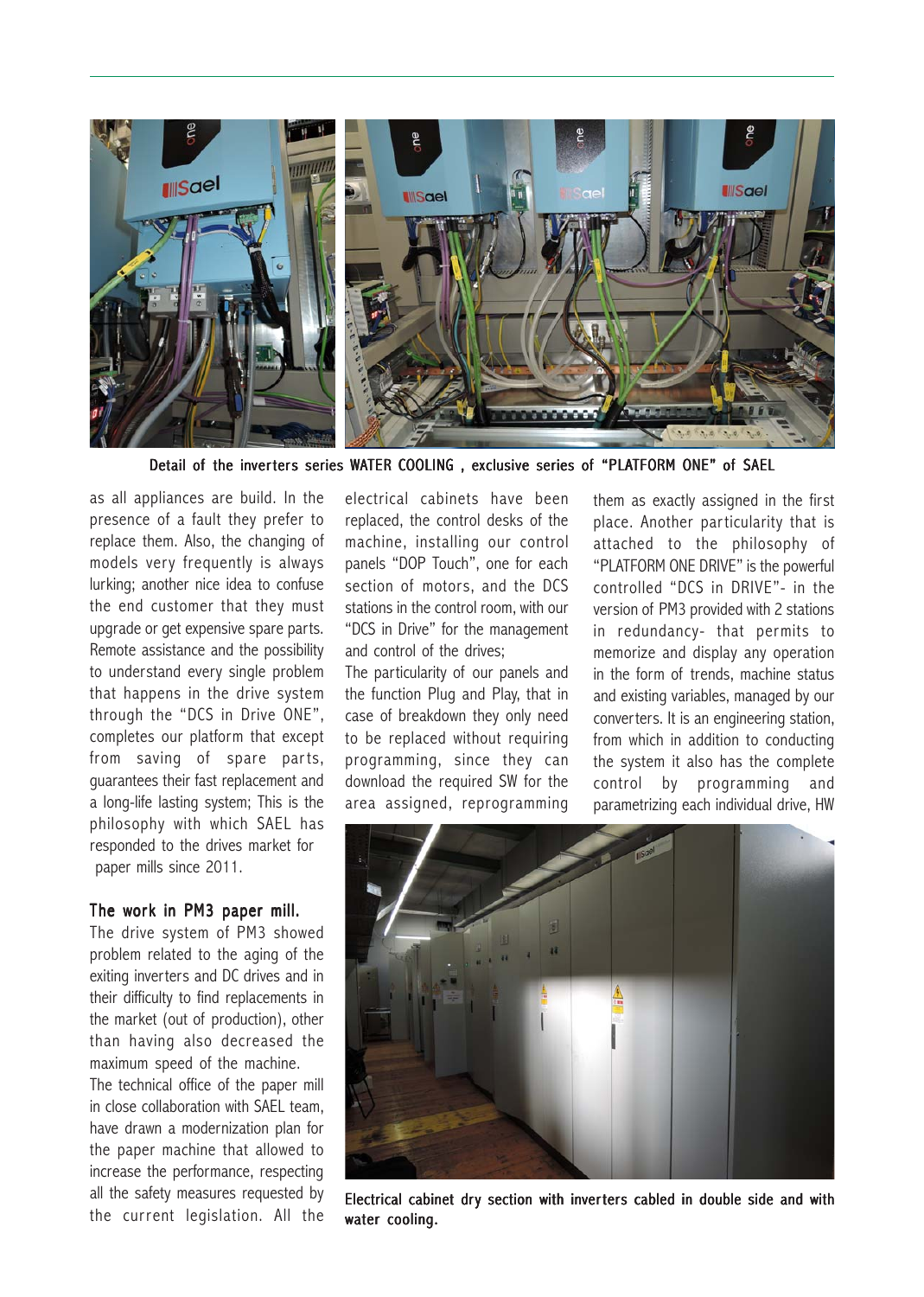Detail of the inverters series WATER COOLING , exclusive series of "PLATFORM ONE" of SAEL

as all appliances are build. In the presence of a fault they prefer to replace them. Also, the changing of models very frequently is always lurking; another nice idea to confuse the end customer that they must upgrade or get expensive spare parts. Remote assistance and the possibility to understand every single problem that happens in the drive system through the "DCS in Drive ONE", completes our platform that except from saving of spare parts, guarantees their fast replacement and a long-life lasting system; This is the philosophy with which SAEL has responded to the drives market for paper mills since 2011.

## The work in PM3 paper mill.

The drive system of PM3 showed problem related to the aging of the exiting inverters and DC drives and in their difficulty to find replacements in the market (out of production), other than having also decreased the maximum speed of the machine.

The technical office of the paper mill in close collaboration with SAEL team, have drawn a modernization plan for the paper machine that allowed to increase the performance, respecting all the safety measures requested by the current legislation. All the electrical cabinets have been replaced, the control desks of the machine, installing our control panels "DOP Touch", one for each section of motors, and the DCS stations in the control room, with our "DCS in Drive" for the management and control of the drives;

The particularity of our panels and the function Plug and Play, that in case of breakdown they only need to be replaced without requiring programming, since they can download the required SW for the area assigned, reprogramming them as exactly assigned in the first place. Another particularity that is attached to the philosophy of "PLATFORM ONE DRIVE" is the powerful controlled "DCS in DRIVE"- in the version of PM3 provided with 2 stations in redundancy- that permits to memorize and display any operation in the form of trends, machine status and existing variables, managed by our converters. It is an engineering station, from which in addition to conducting the system it also has the complete control by programming and parametrizing each individual drive, HW

Electrical cabinet dry section with inverters cabled in double side and with water cooling.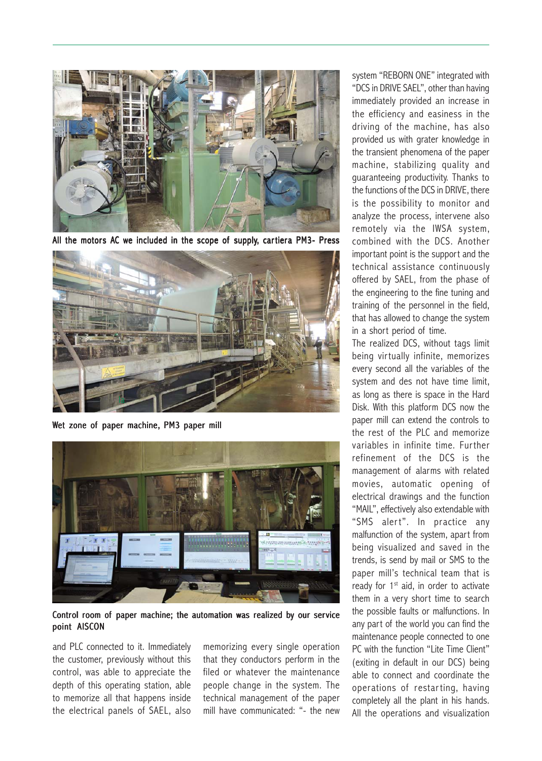All the motors AC we included in the scope of supply, cartiera PM3- Press

Wet zone of paper machine, PM3 paper mill

Control room of paper machine; the automation was realized by our service point AISCON

and PLC connected to it. Immediately the customer, previously without this control, was able to appreciate the depth of this operating station, able to memorize all that happens inside the electrical panels of SAEL, also memorizing every single operation that they conductors perform in the filed or whatever the maintenance people change in the system. The technical management of the paper mill have communicated: "- the new system "REBORN ONE" integrated with "DCS in DRIVE SAEL", other than having immediately provided an increase in the efficiency and easiness in the driving of the machine, has also provided us with grater knowledge in the transient phenomena of the paper machine, stabilizing quality and guaranteeing productivity. Thanks to the functions of the DCS in DRIVE, there is the possibility to monitor and analyze the process, intervene also remotely via the IWSA system, combined with the DCS. Another important point is the support and the technical assistance continuously offered by SAEL, from the phase of the engineering to the fine tuning and training of the personnel in the field, that has allowed to change the system in a short period of time.

The realized DCS, without tags limit being virtually infinite, memorizes every second all the variables of the system and des not have time limit, as long as there is space in the Hard Disk. With this platform DCS now the paper mill can extend the controls to the rest of the PLC and memorize variables in infinite time. Further refinement of the DCS is the management of alarms with related movies, automatic opening of electrical drawings and the function "MAIL", effectively also extendable with "SMS alert". In practice any malfunction of the system, apart from being visualized and saved in the trends, is send by mail or SMS to the paper mill's technical team that is ready for 1st aid, in order to activate them in a very short time to search the possible faults or malfunctions. In any part of the world you can find the maintenance people connected to one PC with the function "Lite Time Client" (exiting in default in our DCS) being able to connect and coordinate the operations of restarting, having completely all the plant in his hands. All the operations and visualization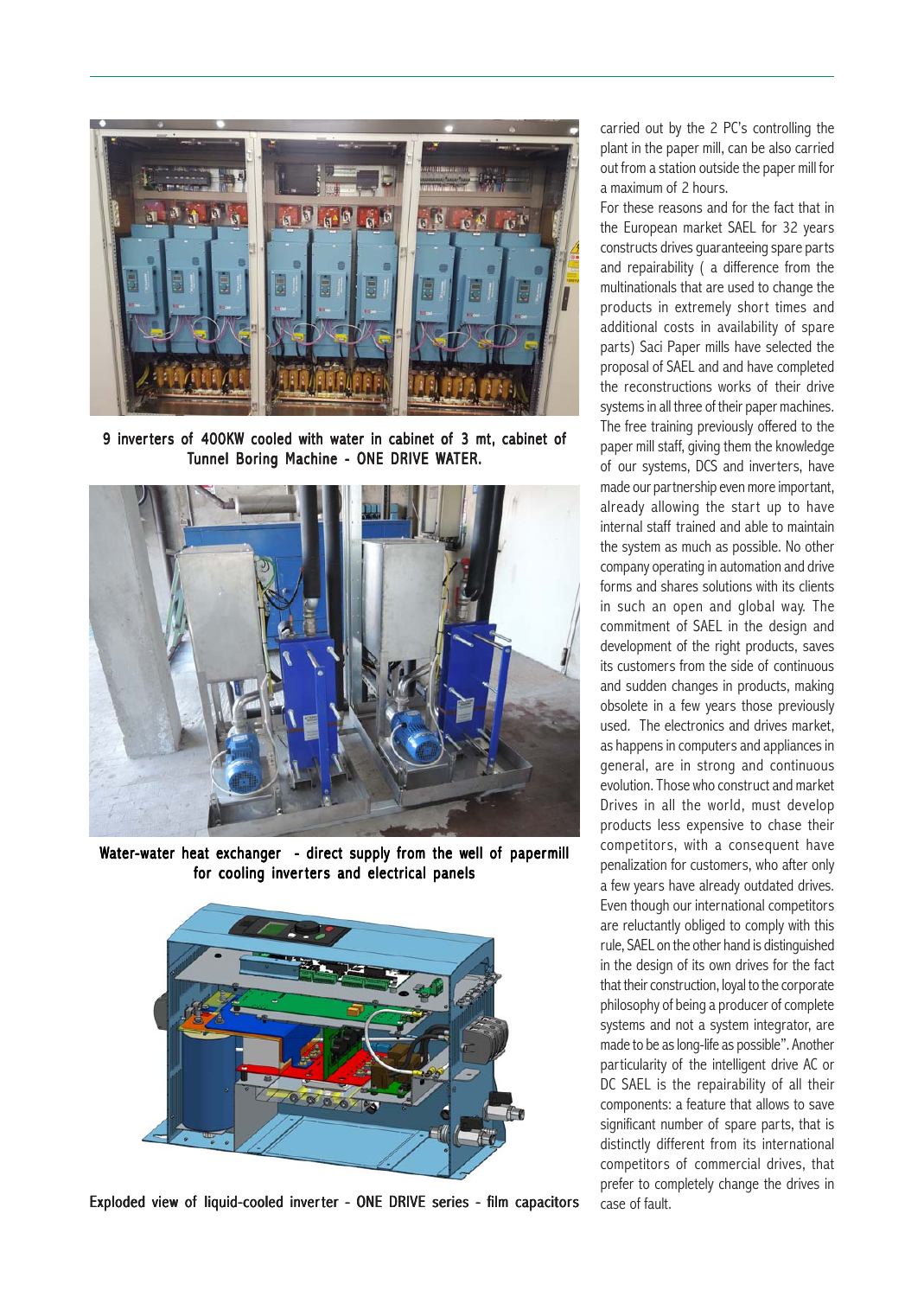9 inverters of 400KW cooled with water in cabinet of 3 mt, cabinet of Tunnel Boring Machine - ONE DRIVE WATER.

Water-water heat exchanger - direct supply from the well of papermill for cooling inverters and electrical panels

Exploded view of liquid-cooled inverter - ONE DRIVE series - film capacitors

carried out by the 2 PC's controlling the plant in the paper mill, can be also carried out from a station outside the paper mill for a maximum of 2 hours.

For these reasons and for the fact that in the European market SAEL for 32 years constructs drives guaranteeing spare parts and repairability ( a difference from the multinationals that are used to change the products in extremely short times and additional costs in availability of spare parts) Saci Paper mills have selected the proposal of SAEL and and have completed the reconstructions works of their drive systems in all three of their paper machines. The free training previously offered to the paper mill staff, giving them the knowledge of our systems, DCS and inverters, have made our partnership even more important, already allowing the start up to have internal staff trained and able to maintain the system as much as possible. No other company operating in automation and drive forms and shares solutions with its clients in such an open and global way. The commitment of SAEL in the design and development of the right products, saves its customers from the side of continuous and sudden changes in products, making obsolete in a few years those previously used. The electronics and drives market, as happens in computers and appliances in general, are in strong and continuous evolution. Those who construct and market Drives in all the world, must develop products less expensive to chase their competitors, with a consequent have penalization for customers, who after only a few years have already outdated drives. Even though our international competitors are reluctantly obliged to comply with this rule, SAEL on the other hand is distinguished in the design of its own drives for the fact that their construction, loyal to the corporate philosophy of being a producer of complete systems and not a system integrator, are made to be as long-life as possible". Another particularity of the intelligent drive AC or DC SAEL is the repairability of all their components: a feature that allows to save significant number of spare parts, that is distinctly different from its international competitors of commercial drives, that prefer to completely change the drives in case of fault.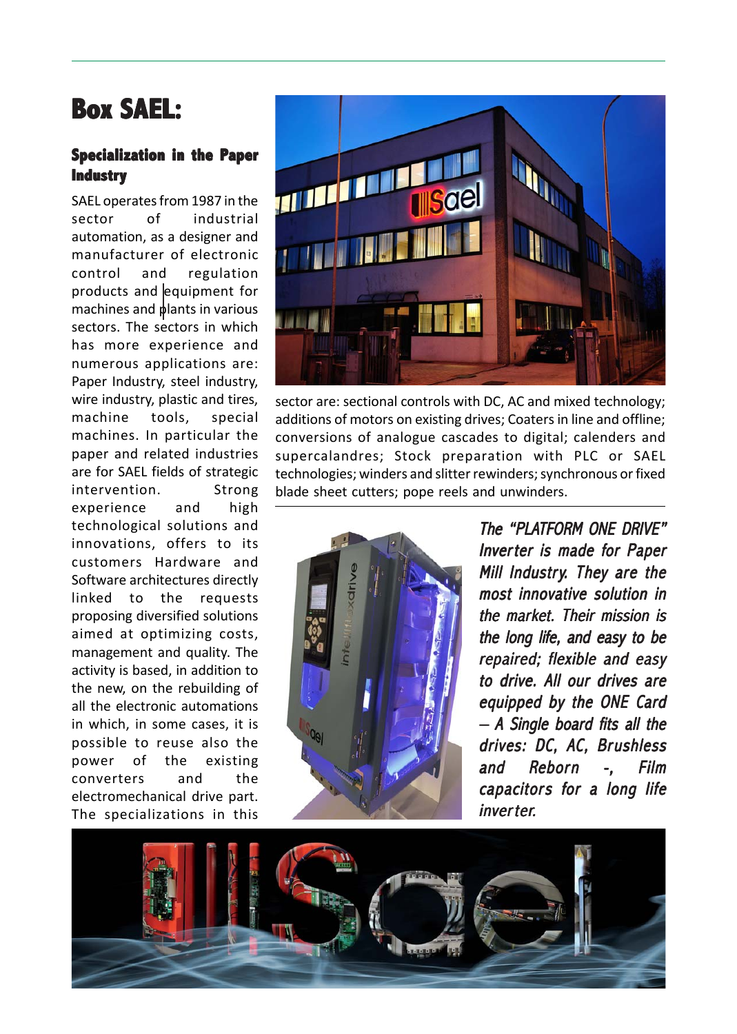# Box SAEL:

## Specialization in the Paper Industry

SAEL operates from 1987 in the sector of industrial automation, as a designer and manufacturer of electronic control and regulation products and equipment for machines and plants in various sectors. The sectors in which has more experience and numerous applications are: Paper Industry, steel industry, wire industry, plastic and tires, machine tools, special machines. In particular the paper and related industries are for SAEL fields of strategic intervention. Strong experience and high technological solutions and innovations, offers to its customers Hardware and Software architectures directly linked to the requests proposing diversified solutions aimed at optimizing costs, management and quality. The activity is based, in addition to the new, on the rebuilding of all the electronic automations in which, in some cases, it is possible to reuse also the power of the existing converters and the electromechanical drive part. The specializations in this sector are: sectional controls with DC, AC and mixed technology; additions of motors on existing drives; Coaters in line and offline; conversions of analogue cascades to digital; calenders and supercalandres; Stock preparation with PLC or SAEL technologies; winders and slitter rewinders; synchronous or fixed blade sheet cutters; pope reels and unwinders.

*The "PLATFORM ONE DRIVE" Inverter is made for Paper Mill Industry. They are the most innovative solution in the market. Their mission is the long life, and easy to be repaired; flexible and easy to drive. All our drives are equipped by the ONE Card – A Single board fits all the drives: DC, AC, Brushless and Reborn -, Film capacitors for a long life inverter.*